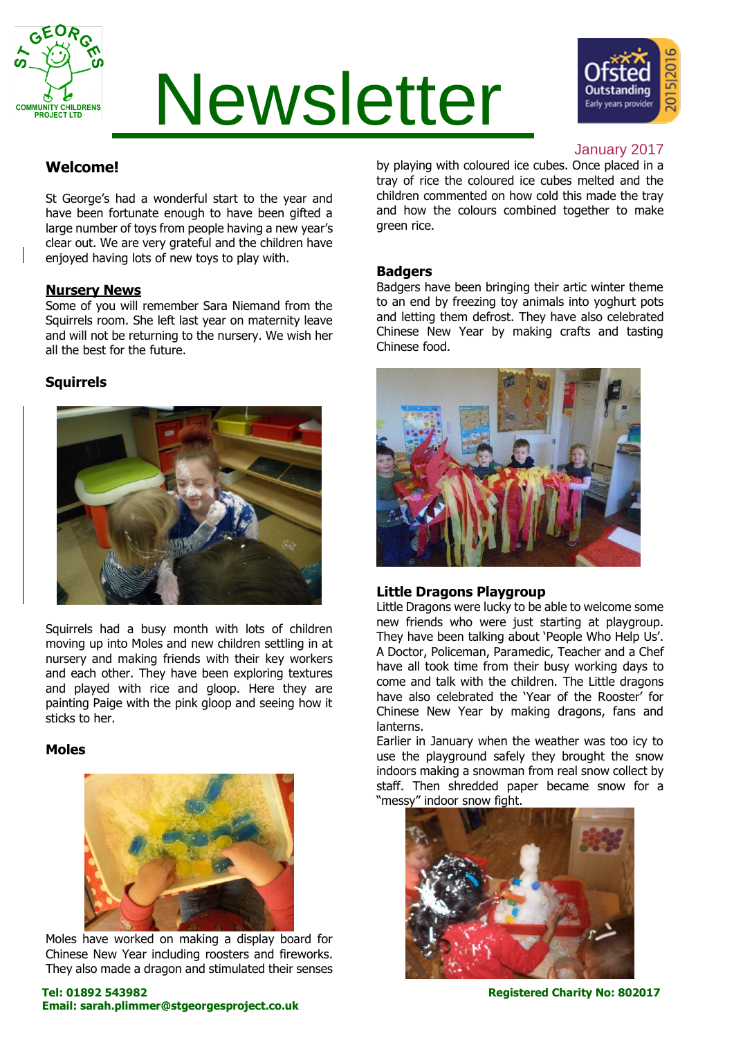# Newsletter

January 2017

## Welcome!

St George's had a wonderful start to the year and have been fortunate enough to have been gifted a large number of toys from people having a new year's clear out. We are very grateful and the children have enjoyed having lots of new toys to play with.

## Nursery News

Some of you will remember Sara Niemand from the Squirrels room. She left last year on maternity leave and will not be returning to the nursery. We wish her all the best for the future.

### Squirrels

Squirrels had a busy month with lots of children moving up into Moles and new children settling in at nursery and making friends with their key workers and each other. They have been exploring textures and played with rice and gloop. Here they are painting Paige with the pink gloop and seeing how it sticks to her.

### Moles

Moles have worked on making a display board for Chinese New Year including roosters and fireworks. They also made a dragon and stimulated their senses by playing with coloured ice cubes. Once placed in a tray of rice the coloured ice cubes melted and the children commented on how cold this made the tray and how the colours combined together to make green rice.

### Badgers

Badgers have been bringing their artic winter theme to an end by freezing toy animals into yoghurt pots and letting them defrost. They have also celebrated Chinese New Year by making crafts and tasting Chinese food.

### Little Dragons Playgroup

Little Dragons were lucky to be able to welcome some new friends who were just starting at playgroup. They have been talking about 'People Who Help Us'. A Doctor, Policeman, Paramedic, Teacher and a Chef have all took time from their busy working days to come and talk with the children. The Little dragons have also celebrated the 'Year of the Rooster' for Chinese New Year by making dragons, fans and lanterns.

Earlier in January when the weather was too icy to use the playground safely they brought the snow indoors making a snowman from real snow collect by staff. Then shredded paper became snow for a "messy" indoor snow fight.

**Tel: 01892 543982**
**Email: sarah.plimmer@stgeorgesproject.co.uk**

**Registered Charity No: 802017**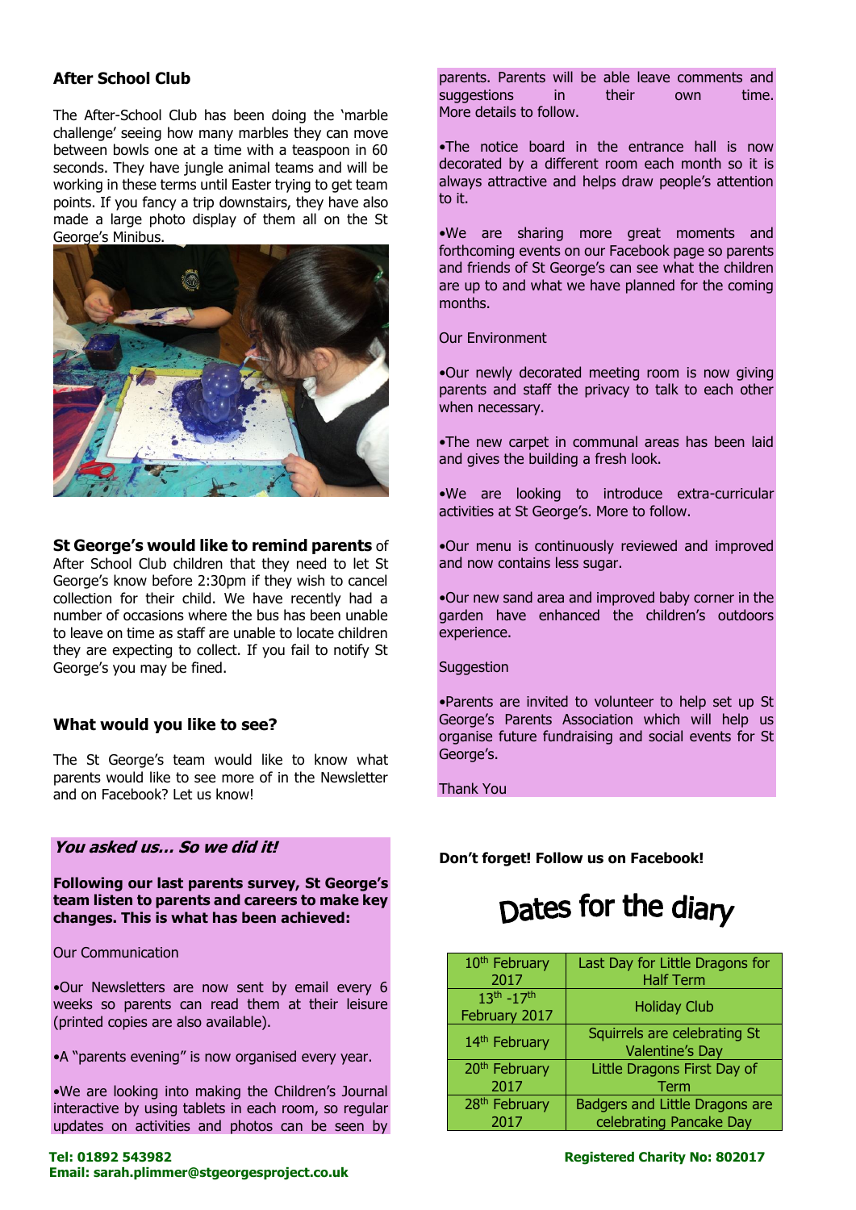## After School Club

The After-School Club has been doing the 'marble challenge' seeing how many marbles they can move between bowls one at a time with a teaspoon in 60 seconds. They have jungle animal teams and will be working in these terms until Easter trying to get team points. If you fancy a trip downstairs, they have also made a large photo display of them all on the St George's Minibus.

**St George's would like to remind parents** of After School Club children that they need to let St George's know before 2:30pm if they wish to cancel collection for their child. We have recently had a number of occasions where the bus has been unable to leave on time as staff are unable to locate children they are expecting to collect. If you fail to notify St George's you may be fined.

## What would you like to see?

The St George's team would like to know what parents would like to see more of in the Newsletter and on Facebook? Let us know!

### *You asked us… So we did it!*

**Following our last parents survey, St George's team listen to parents and careers to make key changes. This is what has been achieved:**

Our Communication

•Our Newsletters are now sent by email every 6 weeks so parents can read them at their leisure (printed copies are also available).

•A "parents evening" is now organised every year.

•We are looking into making the Children's Journal interactive by using tablets in each room, so regular updates on activities and photos can be seen by parents. Parents will be able leave comments and suggestions in their own time. More details to follow.

•The notice board in the entrance hall is now decorated by a different room each month so it is always attractive and helps draw people's attention to it.

•We are sharing more great moments and forthcoming events on our Facebook page so parents and friends of St George's can see what the children are up to and what we have planned for the coming months.

Our Environment

•Our newly decorated meeting room is now giving parents and staff the privacy to talk to each other when necessary.

•The new carpet in communal areas has been laid and gives the building a fresh look.

•We are looking to introduce extra-curricular activities at St George's. More to follow.

•Our menu is continuously reviewed and improved and now contains less sugar.

•Our new sand area and improved baby corner in the garden have enhanced the children's outdoors experience.

Suggestion

•Parents are invited to volunteer to help set up St George's Parents Association which will help us organise future fundraising and social events for St George's.

Thank You

**Don't forget! Follow us on Facebook!**

# Dates for the diary

| Date | Event |
| --- | --- |
| 10th February 2017 | Last Day for Little Dragons for Half Term |
| 13th -17th February 2017 | Holiday Club |
| 14th February | Squirrels are celebrating St Valentine's Day |
| 20th February 2017 | Little Dragons First Day of Term |
| 28th February 2017 | Badgers and Little Dragons are celebrating Pancake Day |

**Tel: 01892 543982**
**Email: sarah.plimmer@stgeorgesproject.co.uk**

**Registered Charity No: 802017**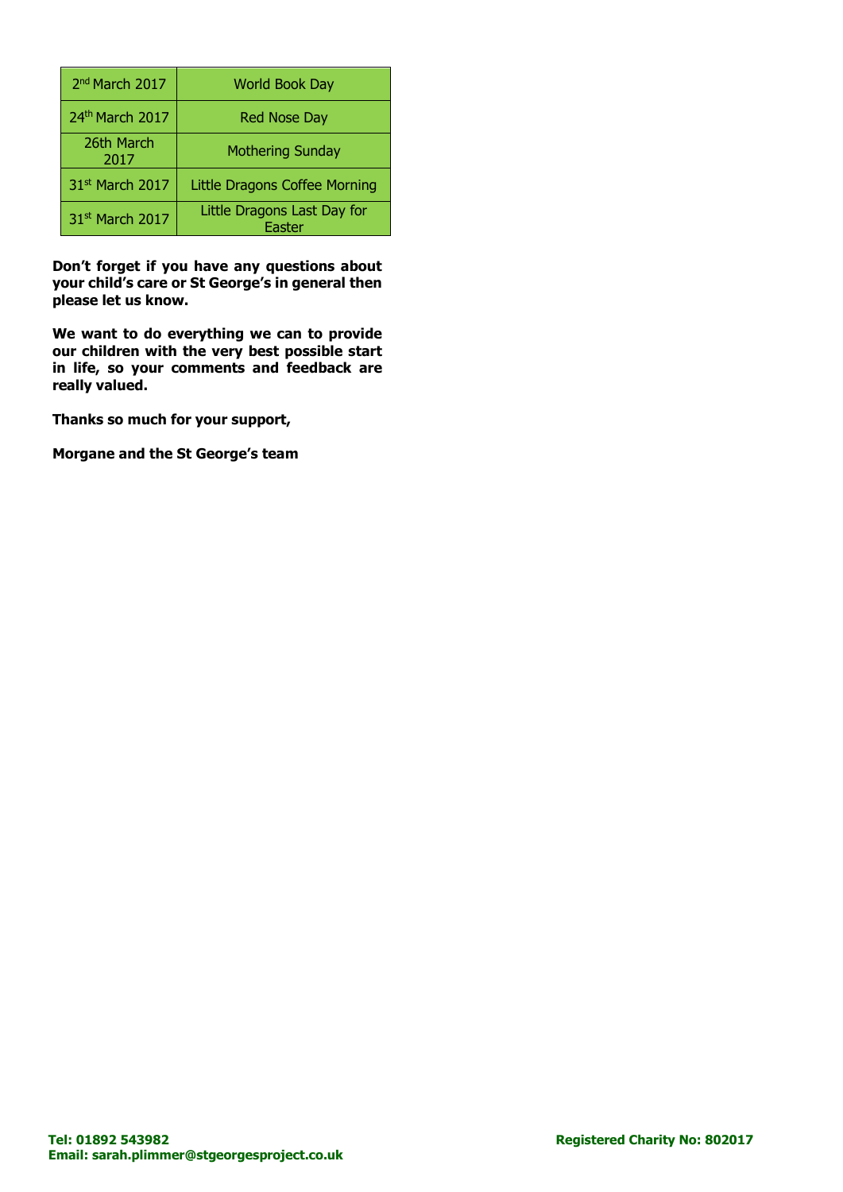| | |
|---|---|
| 2nd March 2017 | World Book Day |
| 24th March 2017 | Red Nose Day |
| 26th March 2017 | Mothering Sunday |
| 31st March 2017 | Little Dragons Coffee Morning |
| 31st March 2017 | Little Dragons Last Day for Easter |

**Don't forget if you have any questions about your child's care or St George's in general then please let us know.**

**We want to do everything we can to provide our children with the very best possible start in life, so your comments and feedback are really valued.**

**Thanks so much for your support,**

**Morgane and the St George's team**

**Tel: 01892 543982**
**Email: sarah.plimmer@stgeorgesproject.co.uk**

**Registered Charity No: 802017**